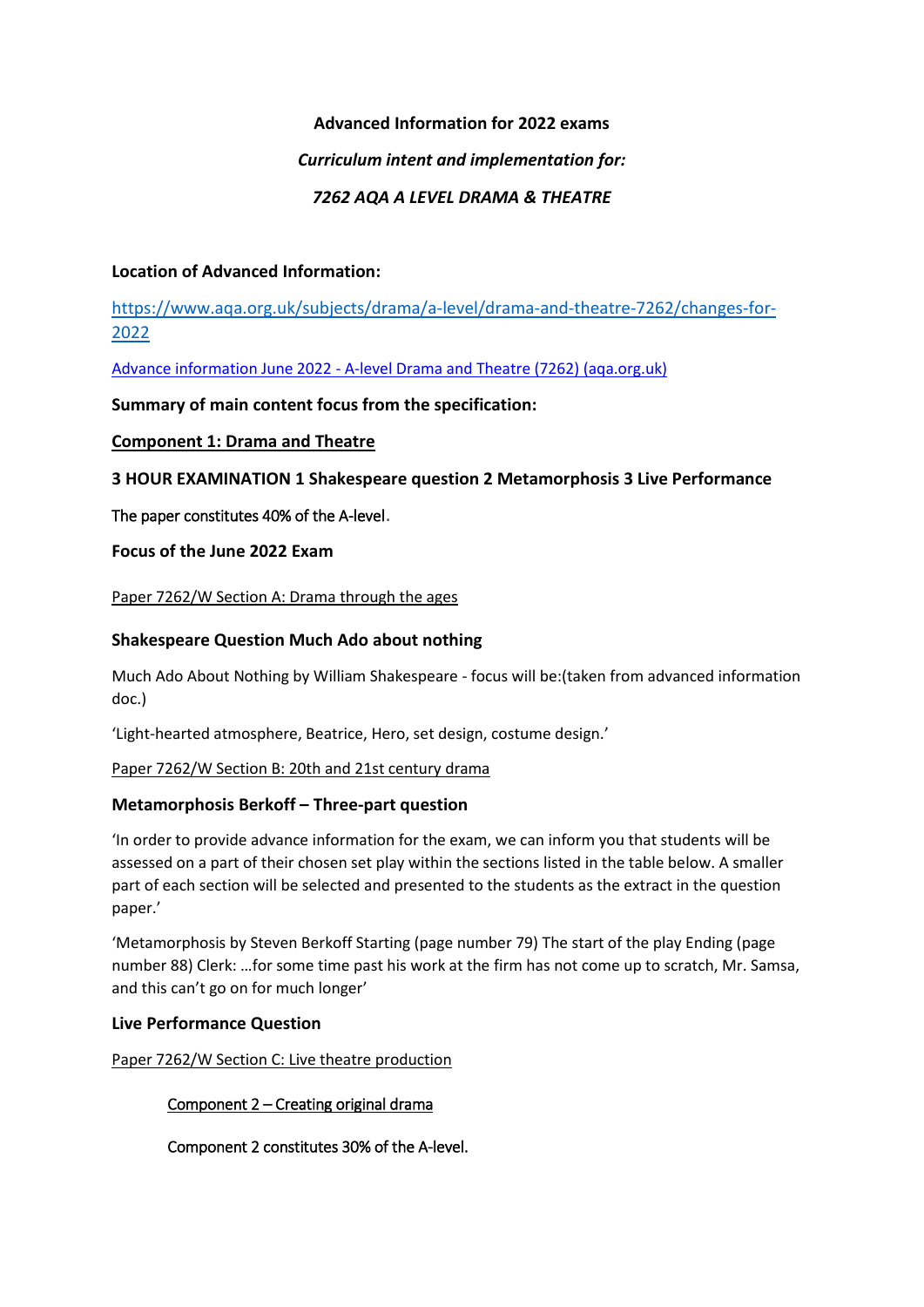**Advanced Information for 2022 exams**

***Curriculum intent and implementation for:***

***7262 AQA A LEVEL DRAMA & THEATRE***

**Location of Advanced Information:**

[https://www.aqa.org.uk/subjects/drama/a-level/drama-and-theatre-7262/changes-for-2022](https://www.aqa.org.uk/subjects/drama/a-level/drama-and-theatre-7262/changes-for-2022)

[Advance information June 2022 - A-level Drama and Theatre (7262) (aqa.org.uk)]()

**Summary of main content focus from the specification:**

**Component 1: Drama and Theatre**

**3 HOUR EXAMINATION 1 Shakespeare question 2 Metamorphosis 3 Live Performance**

The paper constitutes 40% of the A-level.

**Focus of the June 2022 Exam**

Paper 7262/W Section A: Drama through the ages

**Shakespeare Question Much Ado about nothing**

Much Ado About Nothing by William Shakespeare - focus will be:(taken from advanced information doc.)

'Light-hearted atmosphere, Beatrice, Hero, set design, costume design.'

Paper 7262/W Section B: 20th and 21st century drama

**Metamorphosis Berkoff – Three-part question**

'In order to provide advance information for the exam, we can inform you that students will be assessed on a part of their chosen set play within the sections listed in the table below. A smaller part of each section will be selected and presented to the students as the extract in the question paper.'

'Metamorphosis by Steven Berkoff Starting (page number 79) The start of the play Ending (page number 88) Clerk: …for some time past his work at the firm has not come up to scratch, Mr. Samsa, and this can't go on for much longer'

**Live Performance Question**

Paper 7262/W Section C: Live theatre production

Component 2 – Creating original drama

Component 2 constitutes 30% of the A-level.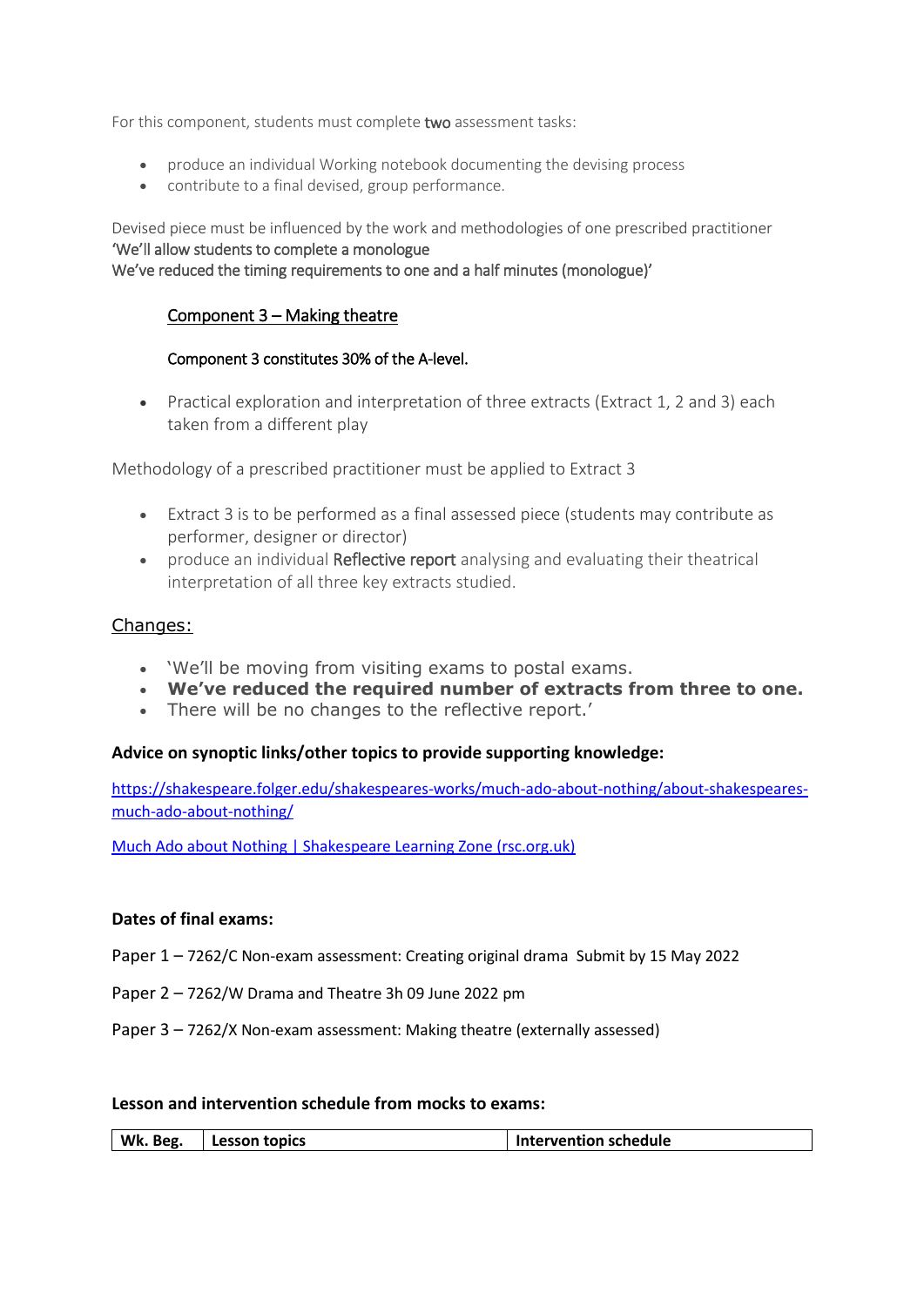For this component, students must complete **two** assessment tasks:

- produce an individual Working notebook documenting the devising process
- contribute to a final devised, group performance.

Devised piece must be influenced by the work and methodologies of one prescribed practitioner
'We'll allow students to complete a monologue
We've reduced the timing requirements to one and a half minutes (monologue)'

<u>Component 3 – Making theatre</u>

Component 3 constitutes 30% of the A-level.

- Practical exploration and interpretation of three extracts (Extract 1, 2 and 3) each taken from a different play

Methodology of a prescribed practitioner must be applied to Extract 3

- Extract 3 is to be performed as a final assessed piece (students may contribute as performer, designer or director)
- produce an individual Reflective report analysing and evaluating their theatrical interpretation of all three key extracts studied.

<u>Changes:</u>

- 'We'll be moving from visiting exams to postal exams.
- **We've reduced the required number of extracts from three to one.**
- There will be no changes to the reflective report.'

**Advice on synoptic links/other topics to provide supporting knowledge:**

https://shakespeare.folger.edu/shakespeares-works/much-ado-about-nothing/about-shakespeares-much-ado-about-nothing/

Much Ado about Nothing | Shakespeare Learning Zone (rsc.org.uk)

**Dates of final exams:**

Paper 1 – 7262/C Non-exam assessment: Creating original drama  Submit by 15 May 2022

Paper 2 – 7262/W Drama and Theatre 3h 09 June 2022 pm

Paper 3 – 7262/X Non-exam assessment: Making theatre (externally assessed)

**Lesson and intervention schedule from mocks to exams:**

| Wk. Beg. | Lesson topics | Intervention schedule |
|---|---|---|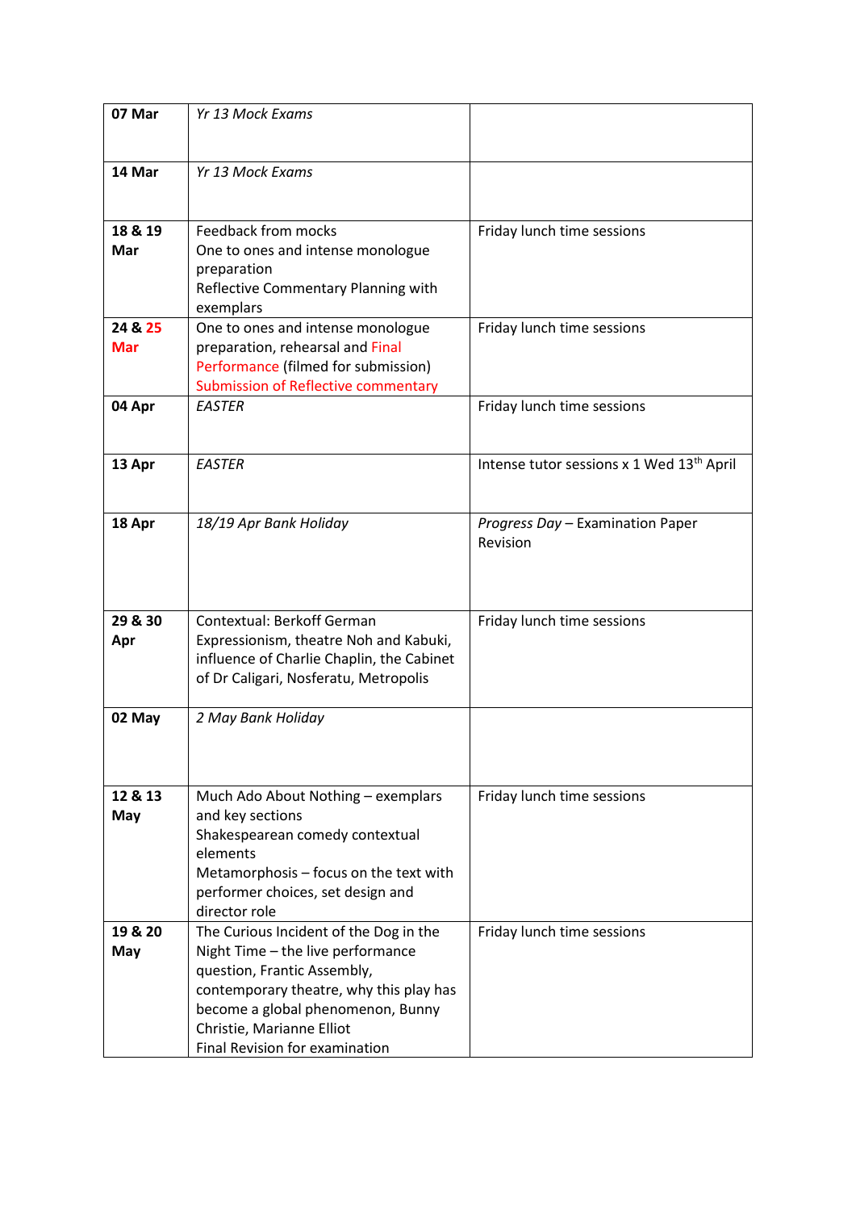| | | |
|---|---|---|
| **07 Mar** | *Yr 13 Mock Exams* | |
| **14 Mar** | *Yr 13 Mock Exams* | |
| **18 & 19 Mar** | Feedback from mocks<br>One to ones and intense monologue preparation<br>Reflective Commentary Planning with exemplars | Friday lunch time sessions |
| **24 & 25 Mar** | One to ones and intense monologue preparation, rehearsal and Final Performance (filmed for submission)<br>Submission of Reflective commentary | Friday lunch time sessions |
| **04 Apr** | *EASTER* | Friday lunch time sessions |
| **13 Apr** | *EASTER* | Intense tutor sessions x 1 Wed 13th April |
| **18 Apr** | *18/19 Apr Bank Holiday* | *Progress Day* – Examination Paper Revision |
| **29 & 30 Apr** | Contextual: Berkoff German Expressionism, theatre Noh and Kabuki, influence of Charlie Chaplin, the Cabinet of Dr Caligari, Nosferatu, Metropolis | Friday lunch time sessions |
| **02 May** | *2 May Bank Holiday* | |
| **12 & 13 May** | Much Ado About Nothing – exemplars and key sections<br>Shakespearean comedy contextual elements<br>Metamorphosis – focus on the text with performer choices, set design and director role | Friday lunch time sessions |
| **19 & 20 May** | The Curious Incident of the Dog in the Night Time – the live performance question, Frantic Assembly, contemporary theatre, why this play has become a global phenomenon, Bunny Christie, Marianne Elliot<br>Final Revision for examination | Friday lunch time sessions |